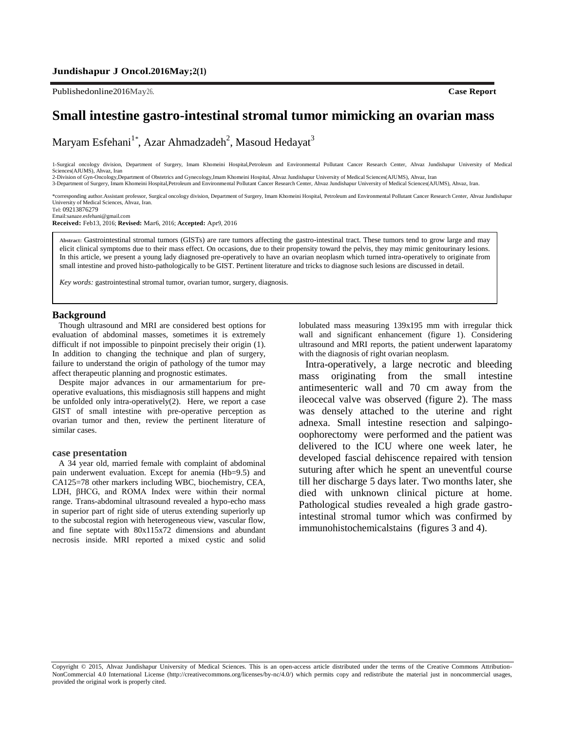Published online 2016 May 26. **Case Report**

# Small intestine gastro-intestinal stromal tumor mimicking an ovarian mass

Maryam Esfehani[1*], Azar Ahmadzadeh[2], Masoud Hedayat[3]

1-Surgical oncology division, Department of Surgery, Imam Khomeini Hospital,Petroleum and Environmental Pollutant Cancer Research Center, Ahvaz Jundishapur University of Medical Sciences(AJUMS), Ahvaz, Iran
2-Division of Gyn-Oncology,Department of Obstetrics and Gynecology,Imam Khomeini Hospital, Ahvaz Jundishapur University of Medical Sciences(AJUMS), Ahvaz, Iran
3-Department of Surgery, Imam Khomeini Hospital,Petroleum and Environmental Pollutant Cancer Research Center, Ahvaz Jundishapur University of Medical Sciences(AJUMS), Ahvaz, Iran.

*corresponding author.Assistant professor, Surgical oncology division, Department of Surgery, Imam Khomeini Hospital, Petroleum and Environmental Pollutant Cancer Research Center, Ahvaz Jundishapur University of Medical Sciences, Ahvaz, Iran.
Tel: 09213876279
Email:sanaze.esfehani@gmail.com

**Received:** Feb13, 2016; **Revised:** Mar6, 2016; **Accepted:** Apr9, 2016

**Abstract:** Gastrointestinal stromal tumors (GISTs) are rare tumors affecting the gastro-intestinal tract. These tumors tend to grow large and may elicit clinical symptoms due to their mass effect. On occasions, due to their propensity toward the pelvis, they may mimic genitourinary lesions. In this article, we present a young lady diagnosed pre-operatively to have an ovarian neoplasm which turned intra-operatively to originate from small intestine and proved histo-pathologically to be GIST. Pertinent literature and tricks to diagnose such lesions are discussed in detail.

*Key words:* gastrointestinal stromal tumor, ovarian tumor, surgery, diagnosis.

## Background

Though ultrasound and MRI are considered best options for evaluation of abdominal masses, sometimes it is extremely difficult if not impossible to pinpoint precisely their origin (1). In addition to changing the technique and plan of surgery, failure to understand the origin of pathology of the tumor may affect therapeutic planning and prognostic estimates.

Despite major advances in our armamentarium for pre-operative evaluations, this misdiagnosis still happens and might be unfolded only intra-operatively(2). Here, we report a case GIST of small intestine with pre-operative perception as ovarian tumor and then, review the pertinent literature of similar cases.

## case presentation

A 34 year old, married female with complaint of abdominal pain underwent evaluation. Except for anemia (Hb=9.5) and CA125=78 other markers including WBC, biochemistry, CEA, LDH, βHCG, and ROMA Index were within their normal range. Trans-abdominal ultrasound revealed a hypo-echo mass in superior part of right side of uterus extending superiorly up to the subcostal region with heterogeneous view, vascular flow, and fine septate with 80x115x72 dimensions and abundant necrosis inside. MRI reported a mixed cystic and solid lobulated mass measuring 139x195 mm with irregular thick wall and significant enhancement (figure 1). Considering ultrasound and MRI reports, the patient underwent laparatomy with the diagnosis of right ovarian neoplasm.

Intra-operatively, a large necrotic and bleeding mass originating from the small intestine antimesenteric wall and 70 cm away from the ileocecal valve was observed (figure 2). The mass was densely attached to the uterine and right adnexa. Small intestine resection and salpingo-oophorectomy were performed and the patient was delivered to the ICU where one week later, he developed fascial dehiscence repaired with tension suturing after which he spent an uneventful course till her discharge 5 days later. Two months later, she died with unknown clinical picture at home. Pathological studies revealed a high grade gastro-intestinal stromal tumor which was confirmed by immunohistochemicalstains (figures 3 and 4).

Copyright © 2015, Ahvaz Jundishapur University of Medical Sciences. This is an open-access article distributed under the terms of the Creative Commons Attribution-NonCommercial 4.0 International License (http://creativecommons.org/licenses/by-nc/4.0/) which permits copy and redistribute the material just in noncommercial usages, provided the original work is properly cited.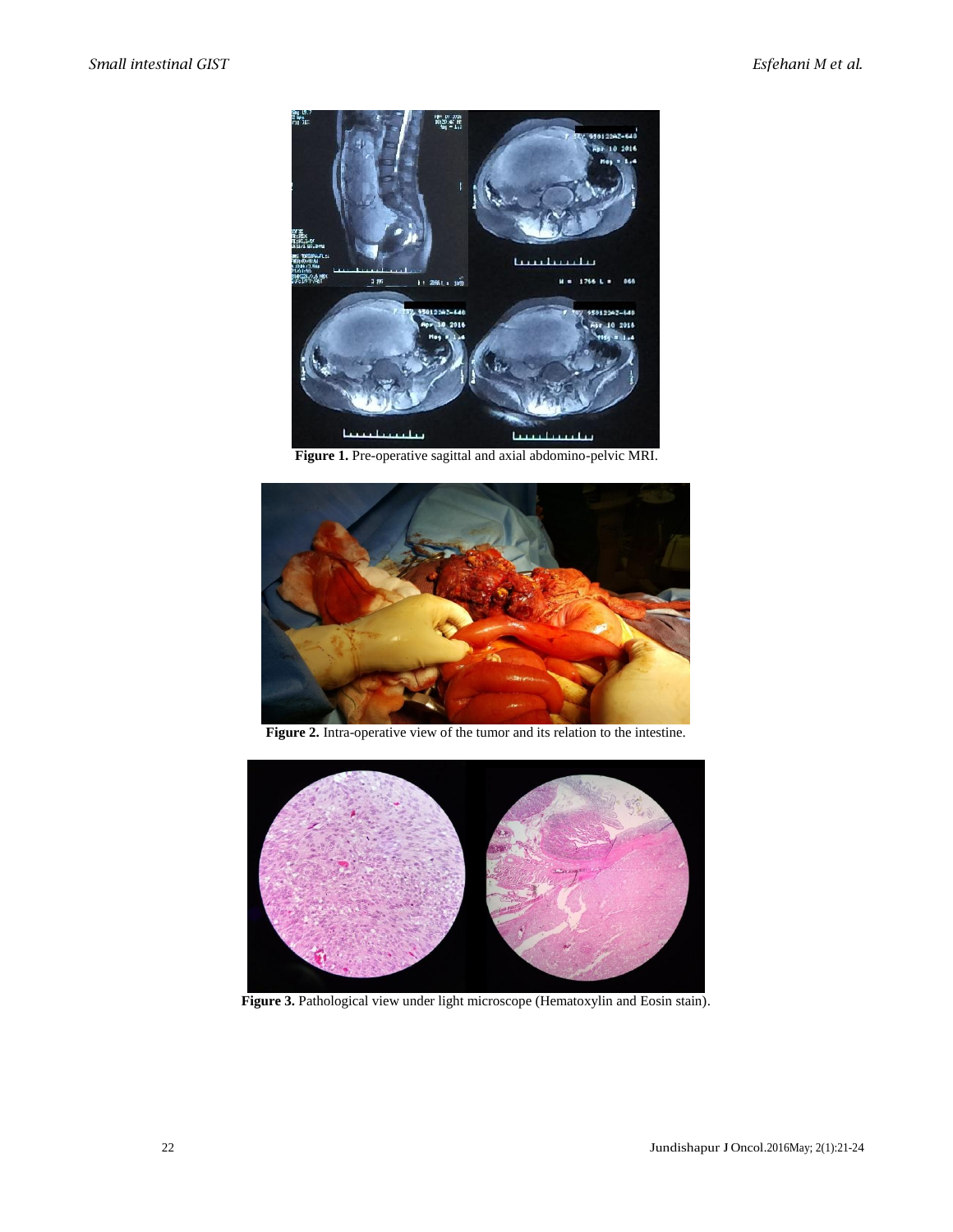Figure 1. Pre-operative sagittal and axial abdomino-pelvic MRI.

Figure 2. Intra-operative view of the tumor and its relation to the intestine.

Figure 3. Pathological view under light microscope (Hematoxylin and Eosin stain).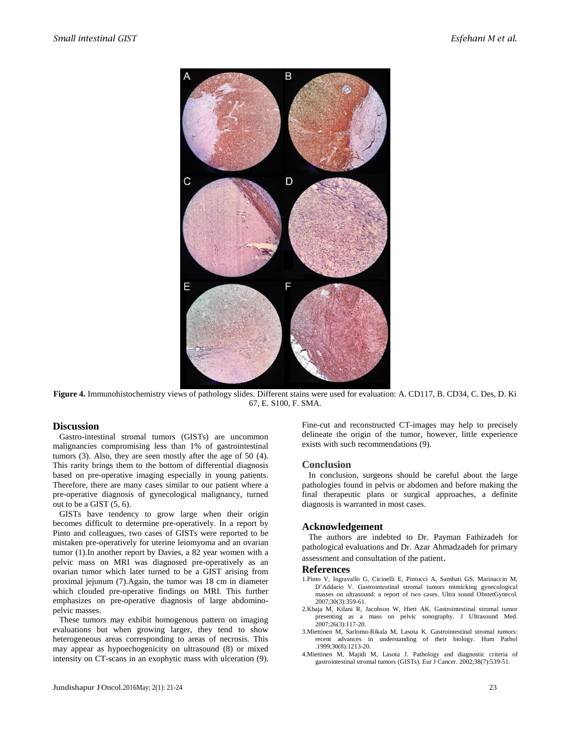**Figure 4.** Immunohistochemistry views of pathology slides. Different stains were used for evaluation: A. CD117, B. CD34, C. Des, D. Ki 67, E. S100, F. SMA.

## Discussion

Gastro-intestinal stromal tumors (GISTs) are uncommon malignancies compromising less than 1% of gastrointestinal tumors (3). Also, they are seen mostly after the age of 50 (4). This rarity brings them to the bottom of differential diagnosis based on pre-operative imaging especially in young patients. Therefore, there are many cases similar to our patient where a pre-operative diagnosis of gynecological malignancy, turned out to be a GIST (5, 6).

GISTs have tendency to grow large when their origin becomes difficult to determine pre-operatively. In a report by Pinto and colleagues, two cases of GISTs were reported to be mistaken pre-operatively for uterine leiomyoma and an ovarian tumor (1).In another report by Davies, a 82 year women with a pelvic mass on MRI was diagnosed pre-operatively as an ovarian tumor which later turned to be a GIST arising from proximal jejunum (7).Again, the tumor was 18 cm in diameter which clouded pre-operative findings on MRI. This further emphasizes on pre-operative diagnosis of large abdomino-pelvic masses.

These tumors may exhibit homogenous pattern on imaging evaluations but when growing larger, they tend to show heterogeneous areas corresponding to areas of necrosis. This may appear as hypoechogenicity on ultrasound (8) or mixed intensity on CT-scans in an exophytic mass with ulceration (9). Fine-cut and reconstructed CT-images may help to precisely delineate the origin of the tumor, however, little experience exists with such recommendations (9).

## Conclusion

In conclusion, surgeons should be careful about the large pathologies found in pelvis or abdomen and before making the final therapeutic plans or surgical approaches, a definite diagnosis is warranted in most cases.

## Acknowledgement

The authors are indebted to Dr. Payman Fathizadeh for pathological evaluations and Dr. Azar Ahmadzadeh for primary assessment and consultation of the patient.

## References

1. Pinto V, Ingravallo G, Cicinelli E, Pintucci A, Sambati GS, Marinaccio M, D'Addario V. Gastrointestinal stromal tumors mimicking gynecological masses on ultrasound: a report of two cases. Ultra sound ObstetGynecol. 2007;30(3):359-61.
2. Khaja M, Kilani R, Jacobson W, Hiett AK. Gastrointestinal stromal tumor presenting as a mass on pelvic sonography. J Ultrasound Med. 2007;26(3):117-20.
3. Miettinen M, Sarlomo-Rikala M, Lasota K. Gastrointestinal stromal tumors: recent advances in understanding of their biology. Hum Pathol .1999;30(8):1213-20.
4. Miettinen M, Majidi M, Lasota J. Pathology and diagnostic criteria of gastrointestinal stromal tumors (GISTs). Eur J Cancer. 2002;38(7):539-51.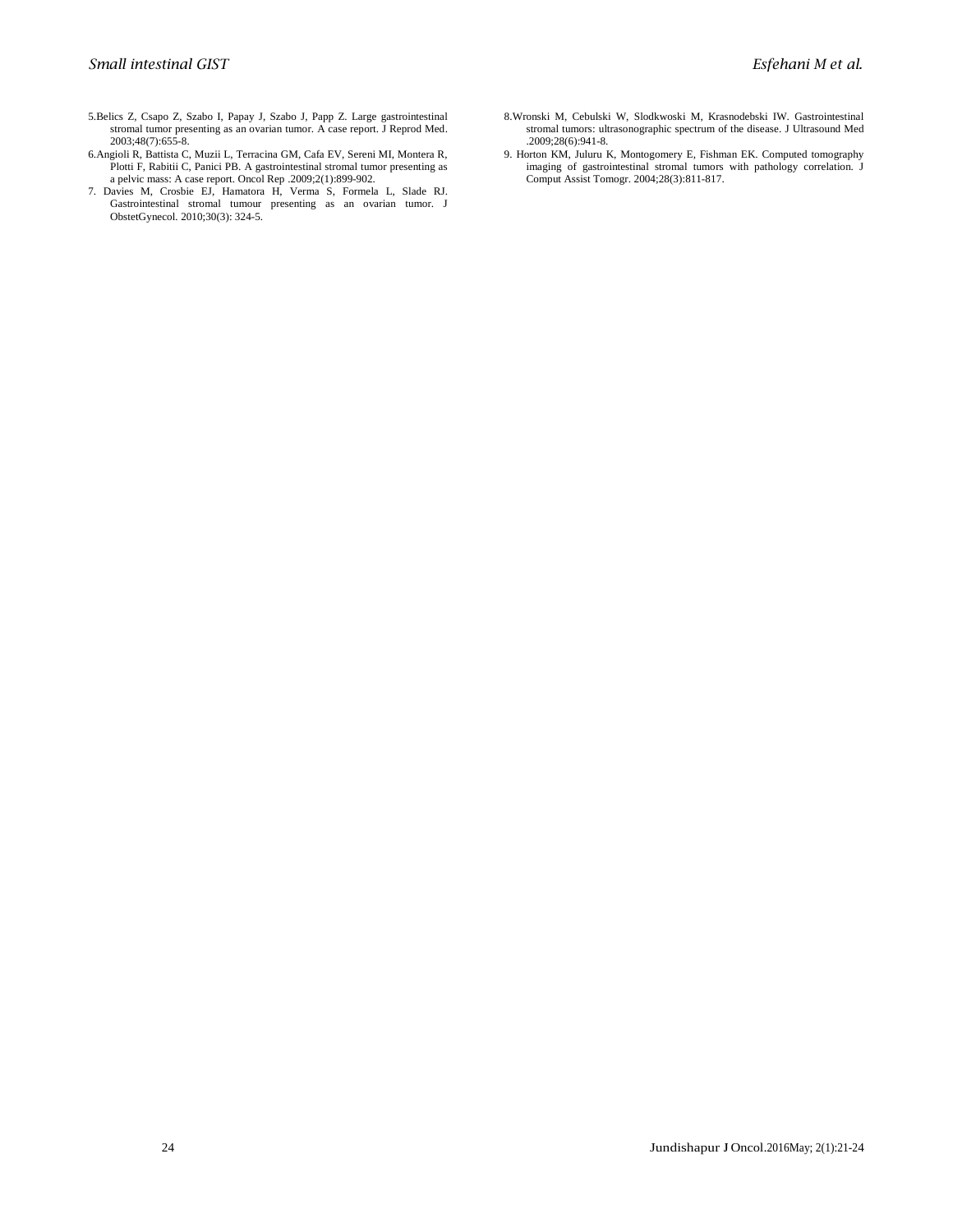5.Belics Z, Csapo Z, Szabo I, Papay J, Szabo J, Papp Z. Large gastrointestinal stromal tumor presenting as an ovarian tumor. A case report. J Reprod Med. 2003;48(7):655-8.

6.Angioli R, Battista C, Muzii L, Terracina GM, Cafa EV, Sereni MI, Montera R, Plotti F, Rabitii C, Panici PB. A gastrointestinal stromal tumor presenting as a pelvic mass: A case report. Oncol Rep .2009;2(1):899-902.

7. Davies M, Crosbie EJ, Hamatora H, Verma S, Formela L, Slade RJ. Gastrointestinal stromal tumour presenting as an ovarian tumor. J ObstetGynecol. 2010;30(3): 324-5.

8.Wronski M, Cebulski W, Slodkwoski M, Krasnodebski IW. Gastrointestinal stromal tumors: ultrasonographic spectrum of the disease. J Ultrasound Med .2009;28(6):941-8.

9. Horton KM, Juluru K, Montogomery E, Fishman EK. Computed tomography imaging of gastrointestinal stromal tumors with pathology correlation. J Comput Assist Tomogr. 2004;28(3):811-817.